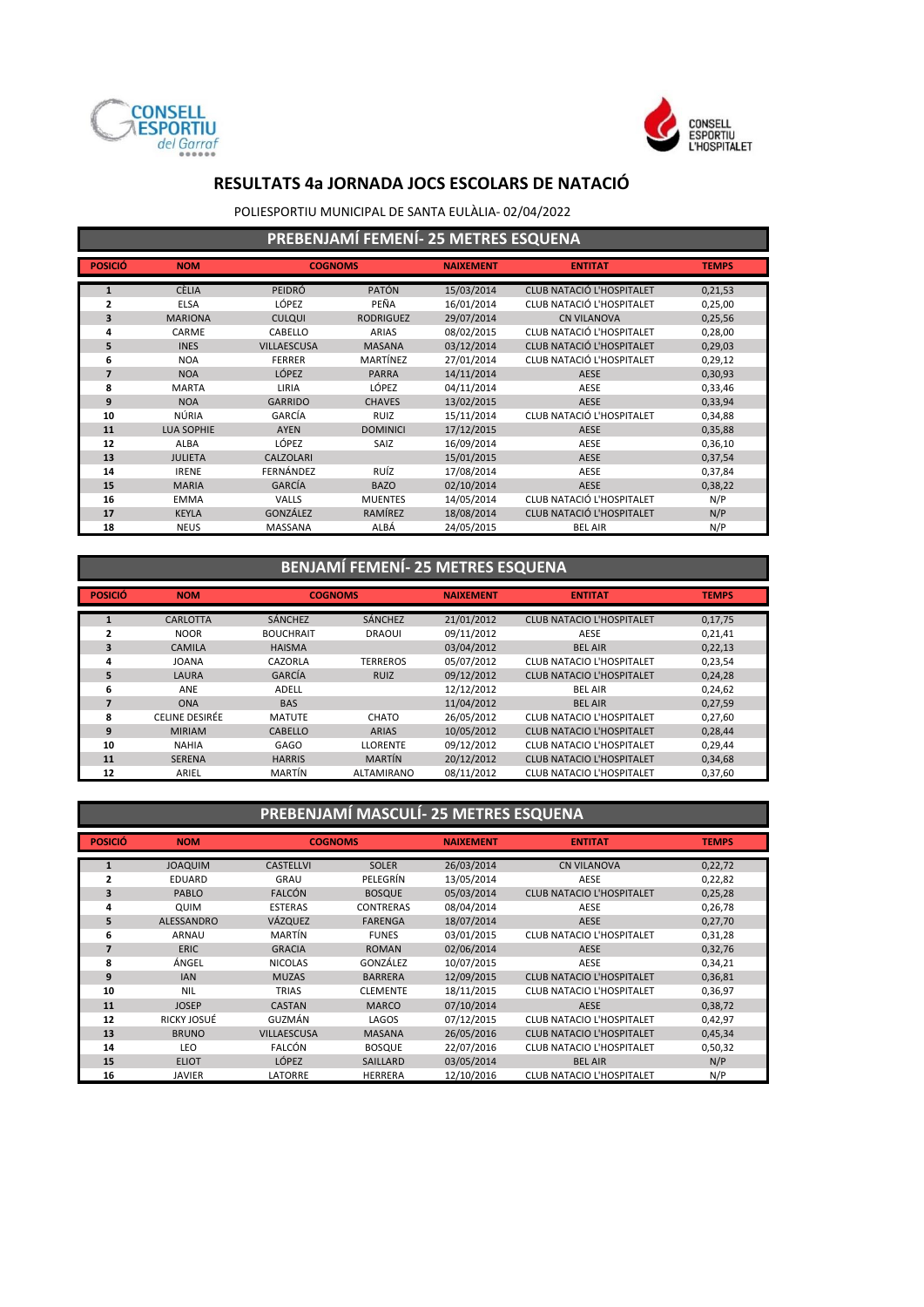# RESULTATS 4a JORNADA JOCS ESCOLARS DE NATACIÓ

POLIESPORTIU MUNICIPAL DE SANTA EULÀLIA- 02/04/2022

## PREBENJAMÍ FEMENÍ- 25 METRES ESQUENA

| POSICIÓ | NOM | COGNOMS | | NAIXEMENT | ENTITAT | TEMPS |
|---|---|---|---|---|---|---|
| 1 | CÈLIA | PEIDRÓ | PATÓN | 15/03/2014 | CLUB NATACIÓ L'HOSPITALET | 0,21,53 |
| 2 | ELSA | LÓPEZ | PEÑA | 16/01/2014 | CLUB NATACIÓ L'HOSPITALET | 0,25,00 |
| 3 | MARIONA | CULQUI | RODRIGUEZ | 29/07/2014 | CN VILANOVA | 0,25,56 |
| 4 | CARME | CABELLO | ARIAS | 08/02/2015 | CLUB NATACIÓ L'HOSPITALET | 0,28,00 |
| 5 | INES | VILLAESCUSA | MASANA | 03/12/2014 | CLUB NATACIÓ L'HOSPITALET | 0,29,03 |
| 6 | NOA | FERRER | MARTÍNEZ | 27/01/2014 | CLUB NATACIÓ L'HOSPITALET | 0,29,12 |
| 7 | NOA | LÓPEZ | PARRA | 14/11/2014 | AESE | 0,30,93 |
| 8 | MARTA | LIRIA | LÓPEZ | 04/11/2014 | AESE | 0,33,46 |
| 9 | NOA | GARRIDO | CHAVES | 13/02/2015 | AESE | 0,33,94 |
| 10 | NÚRIA | GARCÍA | RUIZ | 15/11/2014 | CLUB NATACIÓ L'HOSPITALET | 0,34,88 |
| 11 | LUA SOPHIE | AYEN | DOMINICI | 17/12/2015 | AESE | 0,35,88 |
| 12 | ALBA | LÓPEZ | SAIZ | 16/09/2014 | AESE | 0,36,10 |
| 13 | JULIETA | CALZOLARI | | 15/01/2015 | AESE | 0,37,54 |
| 14 | IRENE | FERNÁNDEZ | RUÍZ | 17/08/2014 | AESE | 0,37,84 |
| 15 | MARIA | GARCÍA | BAZO | 02/10/2014 | AESE | 0,38,22 |
| 16 | EMMA | VALLS | MUENTES | 14/05/2014 | CLUB NATACIÓ L'HOSPITALET | N/P |
| 17 | KEYLA | GONZÁLEZ | RAMÍREZ | 18/08/2014 | CLUB NATACIÓ L'HOSPITALET | N/P |
| 18 | NEUS | MASSANA | ALBÁ | 24/05/2015 | BEL AIR | N/P |

## BENJAMÍ FEMENÍ- 25 METRES ESQUENA

| POSICIÓ | NOM | COGNOMS | | NAIXEMENT | ENTITAT | TEMPS |
|---|---|---|---|---|---|---|
| 1 | CARLOTTA | SÁNCHEZ | SÁNCHEZ | 21/01/2012 | CLUB NATACIO L'HOSPITALET | 0,17,75 |
| 2 | NOOR | BOUCHRAIT | DRAOUI | 09/11/2012 | AESE | 0,21,41 |
| 3 | CAMILA | HAISMA | | 03/04/2012 | BEL AIR | 0,22,13 |
| 4 | JOANA | CAZORLA | TERREROS | 05/07/2012 | CLUB NATACIO L'HOSPITALET | 0,23,54 |
| 5 | LAURA | GARCÍA | RUIZ | 09/12/2012 | CLUB NATACIO L'HOSPITALET | 0,24,28 |
| 6 | ANE | ADELL | | 12/12/2012 | BEL AIR | 0,24,62 |
| 7 | ONA | BAS | | 11/04/2012 | BEL AIR | 0,27,59 |
| 8 | CELINE DESIRÉE | MATUTE | CHATO | 26/05/2012 | CLUB NATACIO L'HOSPITALET | 0,27,60 |
| 9 | MIRIAM | CABELLO | ARIAS | 10/05/2012 | CLUB NATACIO L'HOSPITALET | 0,28,44 |
| 10 | NAHIA | GAGO | LLORENTE | 09/12/2012 | CLUB NATACIO L'HOSPITALET | 0,29,44 |
| 11 | SERENA | HARRIS | MARTÍN | 20/12/2012 | CLUB NATACIO L'HOSPITALET | 0,34,68 |
| 12 | ARIEL | MARTÍN | ALTAMIRANO | 08/11/2012 | CLUB NATACIO L'HOSPITALET | 0,37,60 |

## PREBENJAMÍ MASCULÍ- 25 METRES ESQUENA

| POSICIÓ | NOM | COGNOMS | | NAIXEMENT | ENTITAT | TEMPS |
|---|---|---|---|---|---|---|
| 1 | JOAQUIM | CASTELLVI | SOLER | 26/03/2014 | CN VILANOVA | 0,22,72 |
| 2 | EDUARD | GRAU | PELEGRÍN | 13/05/2014 | AESE | 0,22,82 |
| 3 | PABLO | FALCÓN | BOSQUE | 05/03/2014 | CLUB NATACIO L'HOSPITALET | 0,25,28 |
| 4 | QUIM | ESTERAS | CONTRERAS | 08/04/2014 | AESE | 0,26,78 |
| 5 | ALESSANDRO | VÁZQUEZ | FARENGA | 18/07/2014 | AESE | 0,27,70 |
| 6 | ARNAU | MARTÍN | FUNES | 03/01/2015 | CLUB NATACIO L'HOSPITALET | 0,31,28 |
| 7 | ERIC | GRACIA | ROMAN | 02/06/2014 | AESE | 0,32,76 |
| 8 | ÁNGEL | NICOLAS | GONZÁLEZ | 10/07/2015 | AESE | 0,34,21 |
| 9 | IAN | MUZAS | BARRERA | 12/09/2015 | CLUB NATACIO L'HOSPITALET | 0,36,81 |
| 10 | NIL | TRIAS | CLEMENTE | 18/11/2015 | CLUB NATACIO L'HOSPITALET | 0,36,97 |
| 11 | JOSEP | CASTAN | MARCO | 07/10/2014 | AESE | 0,38,72 |
| 12 | RICKY JOSUÉ | GUZMÁN | LAGOS | 07/12/2015 | CLUB NATACIO L'HOSPITALET | 0,42,97 |
| 13 | BRUNO | VILLAESCUSA | MASANA | 26/05/2016 | CLUB NATACIO L'HOSPITALET | 0,45,34 |
| 14 | LEO | FALCÓN | BOSQUE | 22/07/2016 | CLUB NATACIO L'HOSPITALET | 0,50,32 |
| 15 | ELIOT | LÓPEZ | SAILLARD | 03/05/2014 | BEL AIR | N/P |
| 16 | JAVIER | LATORRE | HERRERA | 12/10/2016 | CLUB NATACIO L'HOSPITALET | N/P |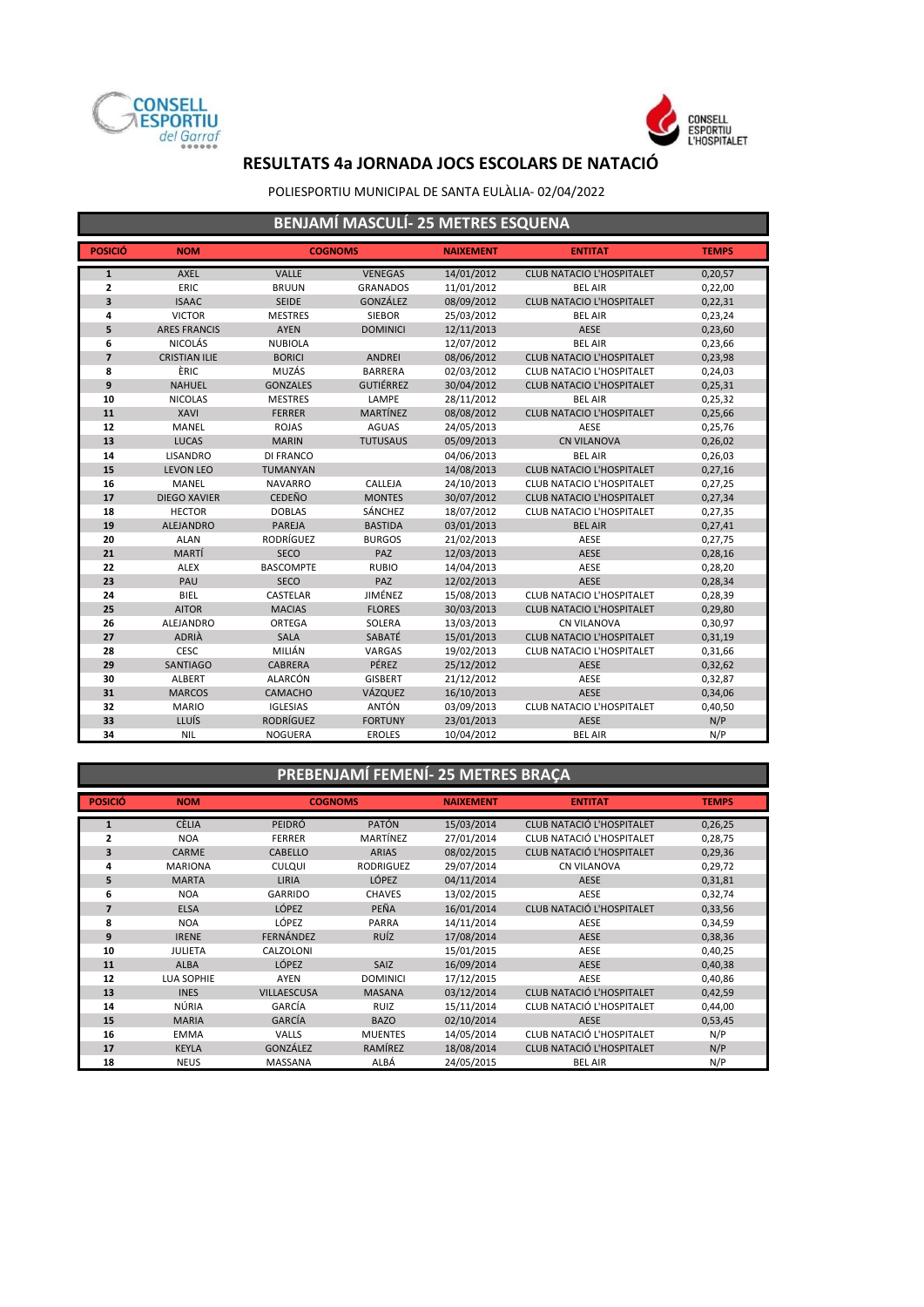# RESULTATS 4a JORNADA JOCS ESCOLARS DE NATACIÓ

POLIESPORTIU MUNICIPAL DE SANTA EULÀLIA- 02/04/2022

## BENJAMÍ MASCULÍ- 25 METRES ESQUENA

| POSICIÓ | NOM | COGNOMS | | NAIXEMENT | ENTITAT | TEMPS |
|---|---|---|---|---|---|---|
| 1 | AXEL | VALLE | VENEGAS | 14/01/2012 | CLUB NATACIO L'HOSPITALET | 0,20,57 |
| 2 | ERIC | BRUUN | GRANADOS | 11/01/2012 | BEL AIR | 0,22,00 |
| 3 | ISAAC | SEIDE | GONZÁLEZ | 08/09/2012 | CLUB NATACIO L'HOSPITALET | 0,22,31 |
| 4 | VICTOR | MESTRES | SIEBOR | 25/03/2012 | BEL AIR | 0,23,24 |
| 5 | ARES FRANCIS | AYEN | DOMINICI | 12/11/2013 | AESE | 0,23,60 |
| 6 | NICOLÁS | NUBIOLA | | 12/07/2012 | BEL AIR | 0,23,66 |
| 7 | CRISTIAN ILIE | BORICI | ANDREI | 08/06/2012 | CLUB NATACIO L'HOSPITALET | 0,23,98 |
| 8 | ÈRIC | MUZÁS | BARRERA | 02/03/2012 | CLUB NATACIO L'HOSPITALET | 0,24,03 |
| 9 | NAHUEL | GONZALES | GUTIÉRREZ | 30/04/2012 | CLUB NATACIO L'HOSPITALET | 0,25,31 |
| 10 | NICOLAS | MESTRES | LAMPE | 28/11/2012 | BEL AIR | 0,25,32 |
| 11 | XAVI | FERRER | MARTÍNEZ | 08/08/2012 | CLUB NATACIO L'HOSPITALET | 0,25,66 |
| 12 | MANEL | ROJAS | AGUAS | 24/05/2013 | AESE | 0,25,76 |
| 13 | LUCAS | MARIN | TUTUSAUS | 05/09/2013 | CN VILANOVA | 0,26,02 |
| 14 | LISANDRO | DI FRANCO | | 04/06/2013 | BEL AIR | 0,26,03 |
| 15 | LEVON LEO | TUMANYAN | | 14/08/2013 | CLUB NATACIO L'HOSPITALET | 0,27,16 |
| 16 | MANEL | NAVARRO | CALLEJA | 24/10/2013 | CLUB NATACIO L'HOSPITALET | 0,27,25 |
| 17 | DIEGO XAVIER | CEDEÑO | MONTES | 30/07/2012 | CLUB NATACIO L'HOSPITALET | 0,27,34 |
| 18 | HECTOR | DOBLAS | SÁNCHEZ | 18/07/2012 | CLUB NATACIO L'HOSPITALET | 0,27,35 |
| 19 | ALEJANDRO | PAREJA | BASTIDA | 03/01/2013 | BEL AIR | 0,27,41 |
| 20 | ALAN | RODRÍGUEZ | BURGOS | 21/02/2013 | AESE | 0,27,75 |
| 21 | MARTÍ | SECO | PAZ | 12/03/2013 | AESE | 0,28,16 |
| 22 | ALEX | BASCOMPTE | RUBIO | 14/04/2013 | AESE | 0,28,20 |
| 23 | PAU | SECO | PAZ | 12/02/2013 | AESE | 0,28,34 |
| 24 | BIEL | CASTELAR | JIMÉNEZ | 15/08/2013 | CLUB NATACIO L'HOSPITALET | 0,28,39 |
| 25 | AITOR | MACIAS | FLORES | 30/03/2013 | CLUB NATACIO L'HOSPITALET | 0,29,80 |
| 26 | ALEJANDRO | ORTEGA | SOLERA | 13/03/2013 | CN VILANOVA | 0,30,97 |
| 27 | ADRIÀ | SALA | SABATÉ | 15/01/2013 | CLUB NATACIO L'HOSPITALET | 0,31,19 |
| 28 | CESC | MILIÁN | VARGAS | 19/02/2013 | CLUB NATACIO L'HOSPITALET | 0,31,66 |
| 29 | SANTIAGO | CABRERA | PÉREZ | 25/12/2012 | AESE | 0,32,62 |
| 30 | ALBERT | ALARCÓN | GISBERT | 21/12/2012 | AESE | 0,32,87 |
| 31 | MARCOS | CAMACHO | VÁZQUEZ | 16/10/2013 | AESE | 0,34,06 |
| 32 | MARIO | IGLESIAS | ANTÓN | 03/09/2013 | CLUB NATACIO L'HOSPITALET | 0,40,50 |
| 33 | LLUÍS | RODRÍGUEZ | FORTUNY | 23/01/2013 | AESE | N/P |
| 34 | NIL | NOGUERA | EROLES | 10/04/2012 | BEL AIR | N/P |

## PREBENJAMÍ FEMENÍ- 25 METRES BRAÇA

| POSICIÓ | NOM | COGNOMS | | NAIXEMENT | ENTITAT | TEMPS |
|---|---|---|---|---|---|---|
| 1 | CÈLIA | PEIDRÓ | PATÓN | 15/03/2014 | CLUB NATACIÓ L'HOSPITALET | 0,26,25 |
| 2 | NOA | FERRER | MARTÍNEZ | 27/01/2014 | CLUB NATACIÓ L'HOSPITALET | 0,28,75 |
| 3 | CARME | CABELLO | ARIAS | 08/02/2015 | CLUB NATACIÓ L'HOSPITALET | 0,29,36 |
| 4 | MARIONA | CULQUI | RODRIGUEZ | 29/07/2014 | CN VILANOVA | 0,29,72 |
| 5 | MARTA | LIRIA | LÓPEZ | 04/11/2014 | AESE | 0,31,81 |
| 6 | NOA | GARRIDO | CHAVES | 13/02/2015 | AESE | 0,32,74 |
| 7 | ELSA | LÓPEZ | PEÑA | 16/01/2014 | CLUB NATACIÓ L'HOSPITALET | 0,33,56 |
| 8 | NOA | LÓPEZ | PARRA | 14/11/2014 | AESE | 0,34,59 |
| 9 | IRENE | FERNÁNDEZ | RUÍZ | 17/08/2014 | AESE | 0,38,36 |
| 10 | JULIETA | CALZOLONI | | 15/01/2015 | AESE | 0,40,25 |
| 11 | ALBA | LÓPEZ | SAIZ | 16/09/2014 | AESE | 0,40,38 |
| 12 | LUA SOPHIE | AYEN | DOMINICI | 17/12/2015 | AESE | 0,40,86 |
| 13 | INES | VILLAESCUSA | MASANA | 03/12/2014 | CLUB NATACIÓ L'HOSPITALET | 0,42,59 |
| 14 | NÚRIA | GARCÍA | RUIZ | 15/11/2014 | CLUB NATACIÓ L'HOSPITALET | 0,44,00 |
| 15 | MARIA | GARCÍA | BAZO | 02/10/2014 | AESE | 0,53,45 |
| 16 | EMMA | VALLS | MUENTES | 14/05/2014 | CLUB NATACIÓ L'HOSPITALET | N/P |
| 17 | KEYLA | GONZÁLEZ | RAMÍREZ | 18/08/2014 | CLUB NATACIÓ L'HOSPITALET | N/P |
| 18 | NEUS | MASSANA | ALBÁ | 24/05/2015 | BEL AIR | N/P |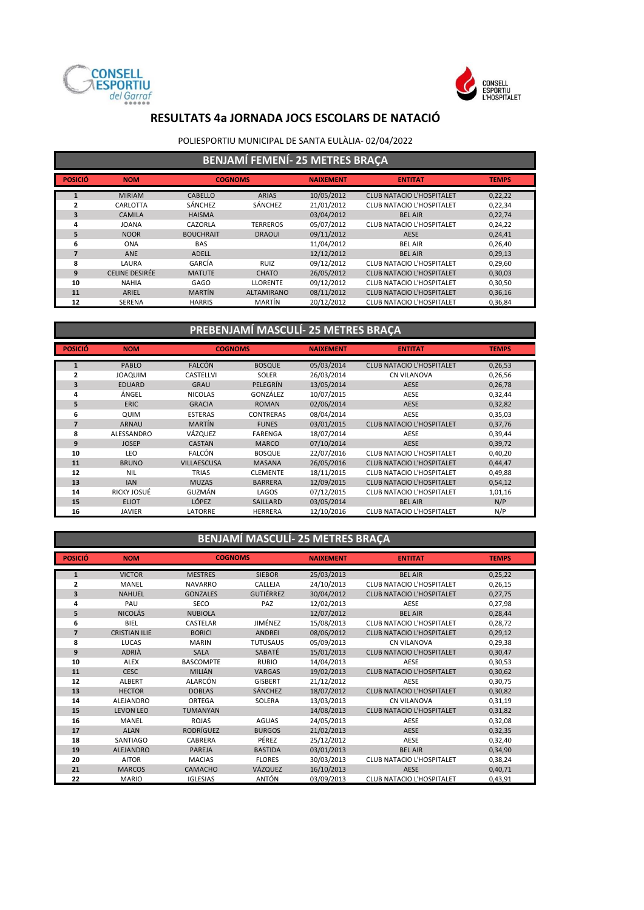# RESULTATS 4a JORNADA JOCS ESCOLARS DE NATACIÓ

POLIESPORTIU MUNICIPAL DE SANTA EULÀLIA- 02/04/2022

## BENJAMÍ FEMENÍ- 25 METRES BRAÇA

| POSICIÓ | NOM | COGNOMS | | NAIXEMENT | ENTITAT | TEMPS |
|---|---|---|---|---|---|---|
| 1 | MIRIAM | CABELLO | ARIAS | 10/05/2012 | CLUB NATACIO L'HOSPITALET | 0,22,22 |
| 2 | CARLOTTA | SÁNCHEZ | SÁNCHEZ | 21/01/2012 | CLUB NATACIO L'HOSPITALET | 0,22,34 |
| 3 | CAMILA | HAISMA | | 03/04/2012 | BEL AIR | 0,22,74 |
| 4 | JOANA | CAZORLA | TERREROS | 05/07/2012 | CLUB NATACIO L'HOSPITALET | 0,24,22 |
| 5 | NOOR | BOUCHRAIT | DRAOUI | 09/11/2012 | AESE | 0,24,41 |
| 6 | ONA | BAS | | 11/04/2012 | BEL AIR | 0,26,40 |
| 7 | ANE | ADELL | | 12/12/2012 | BEL AIR | 0,29,13 |
| 8 | LAURA | GARCÍA | RUIZ | 09/12/2012 | CLUB NATACIO L'HOSPITALET | 0,29,60 |
| 9 | CELINE DESIRÉE | MATUTE | CHATO | 26/05/2012 | CLUB NATACIO L'HOSPITALET | 0,30,03 |
| 10 | NAHIA | GAGO | LLORENTE | 09/12/2012 | CLUB NATACIO L'HOSPITALET | 0,30,50 |
| 11 | ARIEL | MARTÍN | ALTAMIRANO | 08/11/2012 | CLUB NATACIO L'HOSPITALET | 0,36,16 |
| 12 | SERENA | HARRIS | MARTÍN | 20/12/2012 | CLUB NATACIO L'HOSPITALET | 0,36,84 |

## PREBENJAMÍ MASCULÍ- 25 METRES BRAÇA

| POSICIÓ | NOM | COGNOMS | | NAIXEMENT | ENTITAT | TEMPS |
|---|---|---|---|---|---|---|
| 1 | PABLO | FALCÓN | BOSQUE | 05/03/2014 | CLUB NATACIO L'HOSPITALET | 0,26,53 |
| 2 | JOAQUIM | CASTELLVI | SOLER | 26/03/2014 | CN VILANOVA | 0,26,56 |
| 3 | EDUARD | GRAU | PELEGRÍN | 13/05/2014 | AESE | 0,26,78 |
| 4 | ÁNGEL | NICOLAS | GONZÁLEZ | 10/07/2015 | AESE | 0,32,44 |
| 5 | ERIC | GRACIA | ROMAN | 02/06/2014 | AESE | 0,32,82 |
| 6 | QUIM | ESTERAS | CONTRERAS | 08/04/2014 | AESE | 0,35,03 |
| 7 | ARNAU | MARTÍN | FUNES | 03/01/2015 | CLUB NATACIO L'HOSPITALET | 0,37,76 |
| 8 | ALESSANDRO | VÁZQUEZ | FARENGA | 18/07/2014 | AESE | 0,39,44 |
| 9 | JOSEP | CASTAN | MARCO | 07/10/2014 | AESE | 0,39,72 |
| 10 | LEO | FALCÓN | BOSQUE | 22/07/2016 | CLUB NATACIO L'HOSPITALET | 0,40,20 |
| 11 | BRUNO | VILLAESCUSA | MASANA | 26/05/2016 | CLUB NATACIO L'HOSPITALET | 0,44,47 |
| 12 | NIL | TRIAS | CLEMENTE | 18/11/2015 | CLUB NATACIO L'HOSPITALET | 0,49,88 |
| 13 | IAN | MUZAS | BARRERA | 12/09/2015 | CLUB NATACIO L'HOSPITALET | 0,54,12 |
| 14 | RICKY JOSUÉ | GUZMÁN | LAGOS | 07/12/2015 | CLUB NATACIO L'HOSPITALET | 1,01,16 |
| 15 | ELIOT | LÓPEZ | SAILLARD | 03/05/2014 | BEL AIR | N/P |
| 16 | JAVIER | LATORRE | HERRERA | 12/10/2016 | CLUB NATACIO L'HOSPITALET | N/P |

## BENJAMÍ MASCULÍ- 25 METRES BRAÇA

| POSICIÓ | NOM | COGNOMS | | NAIXEMENT | ENTITAT | TEMPS |
|---|---|---|---|---|---|---|
| 1 | VICTOR | MESTRES | SIEBOR | 25/03/2013 | BEL AIR | 0,25,22 |
| 2 | MANEL | NAVARRO | CALLEJA | 24/10/2013 | CLUB NATACIO L'HOSPITALET | 0,26,15 |
| 3 | NAHUEL | GONZALES | GUTIÉRREZ | 30/04/2012 | CLUB NATACIO L'HOSPITALET | 0,27,75 |
| 4 | PAU | SECO | PAZ | 12/02/2013 | AESE | 0,27,98 |
| 5 | NICOLÁS | NUBIOLA | | 12/07/2012 | BEL AIR | 0,28,44 |
| 6 | BIEL | CASTELAR | JIMÉNEZ | 15/08/2013 | CLUB NATACIO L'HOSPITALET | 0,28,72 |
| 7 | CRISTIAN ILIE | BORICI | ANDREI | 08/06/2012 | CLUB NATACIO L'HOSPITALET | 0,29,12 |
| 8 | LUCAS | MARIN | TUTUSAUS | 05/09/2013 | CN VILANOVA | 0,29,38 |
| 9 | ADRIÀ | SALA | SABATÉ | 15/01/2013 | CLUB NATACIO L'HOSPITALET | 0,30,47 |
| 10 | ALEX | BASCOMPTE | RUBIO | 14/04/2013 | AESE | 0,30,53 |
| 11 | CESC | MILIÁN | VARGAS | 19/02/2013 | CLUB NATACIO L'HOSPITALET | 0,30,62 |
| 12 | ALBERT | ALARCÓN | GISBERT | 21/12/2012 | AESE | 0,30,75 |
| 13 | HECTOR | DOBLAS | SÁNCHEZ | 18/07/2012 | CLUB NATACIO L'HOSPITALET | 0,30,82 |
| 14 | ALEJANDRO | ORTEGA | SOLERA | 13/03/2013 | CN VILANOVA | 0,31,19 |
| 15 | LEVON LEO | TUMANYAN | | 14/08/2013 | CLUB NATACIO L'HOSPITALET | 0,31,82 |
| 16 | MANEL | ROJAS | AGUAS | 24/05/2013 | AESE | 0,32,08 |
| 17 | ALAN | RODRÍGUEZ | BURGOS | 21/02/2013 | AESE | 0,32,35 |
| 18 | SANTIAGO | CABRERA | PÉREZ | 25/12/2012 | AESE | 0,32,40 |
| 19 | ALEJANDRO | PAREJA | BASTIDA | 03/01/2013 | BEL AIR | 0,34,90 |
| 20 | AITOR | MACIAS | FLORES | 30/03/2013 | CLUB NATACIO L'HOSPITALET | 0,38,24 |
| 21 | MARCOS | CAMACHO | VÁZQUEZ | 16/10/2013 | AESE | 0,40,71 |
| 22 | MARIO | IGLESIAS | ANTÓN | 03/09/2013 | CLUB NATACIO L'HOSPITALET | 0,43,91 |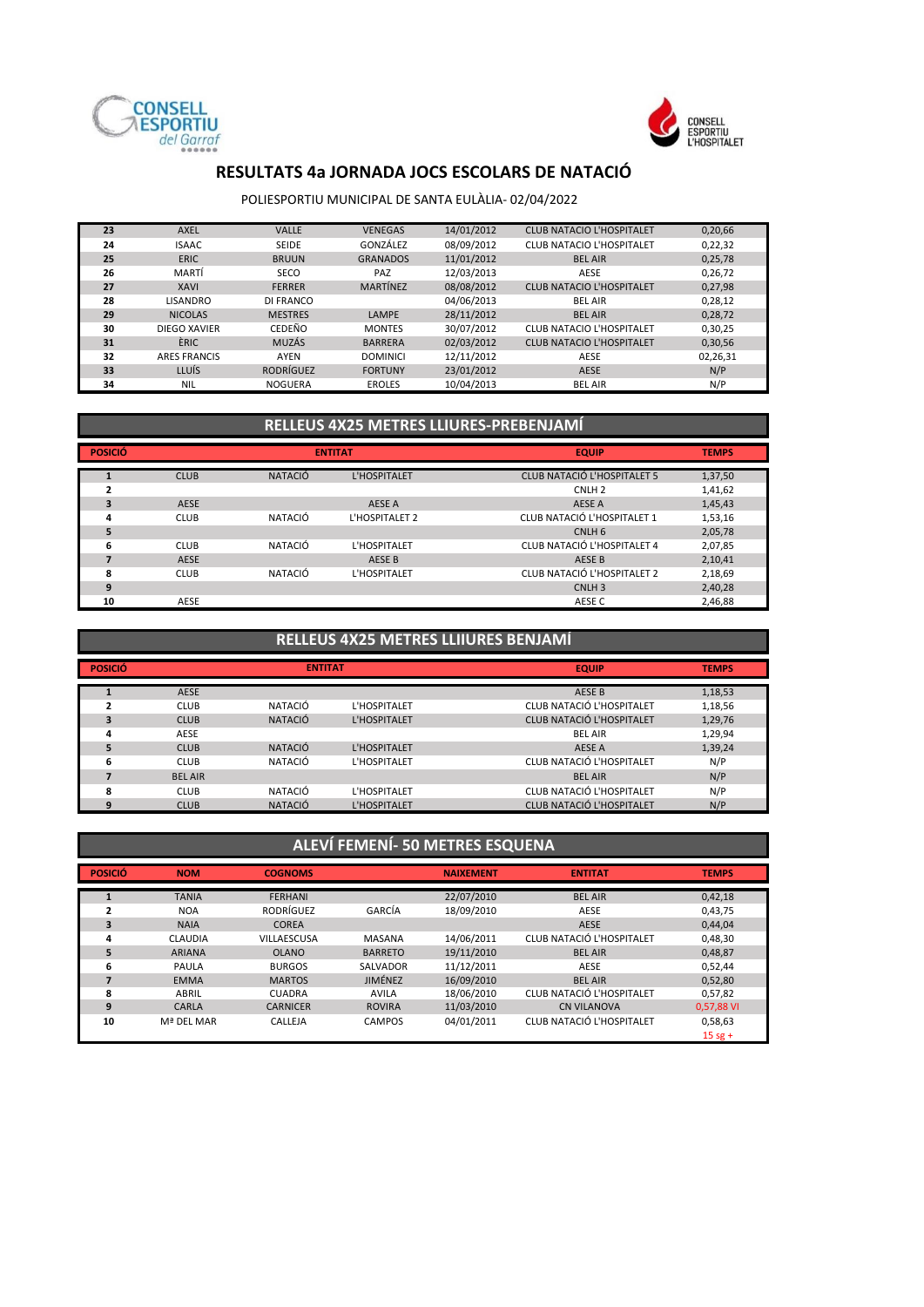# RESULTATS 4a JORNADA JOCS ESCOLARS DE NATACIÓ

POLIESPORTIU MUNICIPAL DE SANTA EULÀLIA- 02/04/2022

| | | | | | | |
|---|---|---|---|---|---|---|
| 23 | AXEL | VALLE | VENEGAS | 14/01/2012 | CLUB NATACIO L'HOSPITALET | 0,20,66 |
| 24 | ISAAC | SEIDE | GONZÁLEZ | 08/09/2012 | CLUB NATACIO L'HOSPITALET | 0,22,32 |
| 25 | ERIC | BRUUN | GRANADOS | 11/01/2012 | BEL AIR | 0,25,78 |
| 26 | MARTÍ | SECO | PAZ | 12/03/2013 | AESE | 0,26,72 |
| 27 | XAVI | FERRER | MARTÍNEZ | 08/08/2012 | CLUB NATACIO L'HOSPITALET | 0,27,98 |
| 28 | LISANDRO | DI FRANCO | | 04/06/2013 | BEL AIR | 0,28,12 |
| 29 | NICOLAS | MESTRES | LAMPE | 28/11/2012 | BEL AIR | 0,28,72 |
| 30 | DIEGO XAVIER | CEDEÑO | MONTES | 30/07/2012 | CLUB NATACIO L'HOSPITALET | 0,30,25 |
| 31 | ÈRIC | MUZÁS | BARRERA | 02/03/2012 | CLUB NATACIO L'HOSPITALET | 0,30,56 |
| 32 | ARES FRANCIS | AYEN | DOMINICI | 12/11/2012 | AESE | 02,26,31 |
| 33 | LLUÍS | RODRÍGUEZ | FORTUNY | 23/01/2012 | AESE | N/P |
| 34 | NIL | NOGUERA | EROLES | 10/04/2013 | BEL AIR | N/P |

## RELLEUS 4X25 METRES LLIURES-PREBENJAMÍ

| POSICIÓ | ENTITAT | | | EQUIP | TEMPS |
|---|---|---|---|---|---|
| 1 | CLUB | NATACIÓ | L'HOSPITALET | CLUB NATACIÓ L'HOSPITALET 5 | 1,37,50 |
| 2 | | | | CNLH 2 | 1,41,62 |
| 3 | AESE | | AESE A | AESE A | 1,45,43 |
| 4 | CLUB | NATACIÓ | L'HOSPITALET 2 | CLUB NATACIÓ L'HOSPITALET 1 | 1,53,16 |
| 5 | | | | CNLH 6 | 2,05,78 |
| 6 | CLUB | NATACIÓ | L'HOSPITALET | CLUB NATACIÓ L'HOSPITALET 4 | 2,07,85 |
| 7 | AESE | | AESE B | AESE B | 2,10,41 |
| 8 | CLUB | NATACIÓ | L'HOSPITALET | CLUB NATACIÓ L'HOSPITALET 2 | 2,18,69 |
| 9 | | | | CNLH 3 | 2,40,28 |
| 10 | AESE | | | AESE C | 2,46,88 |

## RELLEUS 4X25 METRES LLIIURES BENJAMÍ

| POSICIÓ | ENTITAT | | | EQUIP | TEMPS |
|---|---|---|---|---|---|
| 1 | AESE | | | AESE B | 1,18,53 |
| 2 | CLUB | NATACIÓ | L'HOSPITALET | CLUB NATACIÓ L'HOSPITALET | 1,18,56 |
| 3 | CLUB | NATACIÓ | L'HOSPITALET | CLUB NATACIÓ L'HOSPITALET | 1,29,76 |
| 4 | AESE | | | BEL AIR | 1,29,94 |
| 5 | CLUB | NATACIÓ | L'HOSPITALET | AESE A | 1,39,24 |
| 6 | CLUB | NATACIÓ | L'HOSPITALET | CLUB NATACIÓ L'HOSPITALET | N/P |
| 7 | BEL AIR | | | BEL AIR | N/P |
| 8 | CLUB | NATACIÓ | L'HOSPITALET | CLUB NATACIÓ L'HOSPITALET | N/P |
| 9 | CLUB | NATACIÓ | L'HOSPITALET | CLUB NATACIÓ L'HOSPITALET | N/P |

## ALEVÍ FEMENÍ- 50 METRES ESQUENA

| POSICIÓ | NOM | COGNOMS | | NAIXEMENT | ENTITAT | TEMPS |
|---|---|---|---|---|---|---|
| 1 | TANIA | FERHANI | | 22/07/2010 | BEL AIR | 0,42,18 |
| 2 | NOA | RODRÍGUEZ | GARCÍA | 18/09/2010 | AESE | 0,43,75 |
| 3 | NAIA | COREA | | | AESE | 0,44,04 |
| 4 | CLAUDIA | VILLAESCUSA | MASANA | 14/06/2011 | CLUB NATACIÓ L'HOSPITALET | 0,48,30 |
| 5 | ARIANA | OLANO | BARRETO | 19/11/2010 | BEL AIR | 0,48,87 |
| 6 | PAULA | BURGOS | SALVADOR | 11/12/2011 | AESE | 0,52,44 |
| 7 | EMMA | MARTOS | JIMÉNEZ | 16/09/2010 | BEL AIR | 0,52,80 |
| 8 | ABRIL | CUADRA | AVILA | 18/06/2010 | CLUB NATACIÓ L'HOSPITALET | 0,57,82 |
| 9 | CARLA | CARNICER | ROVIRA | 11/03/2010 | CN VILANOVA | 0,57,88 VI |
| 10 | Mª DEL MAR | CALLEJA | CAMPOS | 04/01/2011 | CLUB NATACIÓ L'HOSPITALET | 0,58,63 |
| | | | | | | 15 sg + |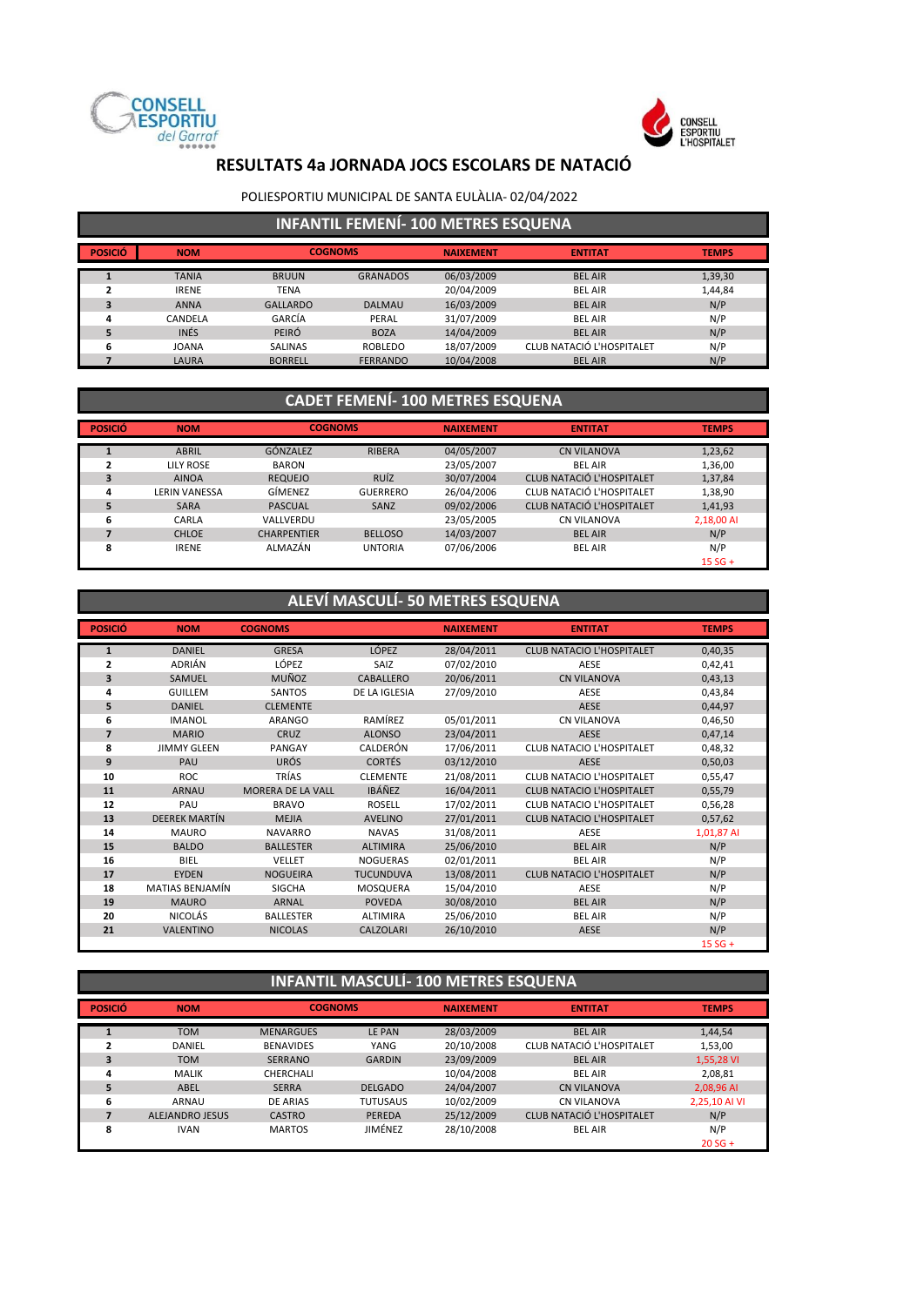# RESULTATS 4a JORNADA JOCS ESCOLARS DE NATACIÓ

POLIESPORTIU MUNICIPAL DE SANTA EULÀLIA- 02/04/2022

## INFANTIL FEMENÍ- 100 METRES ESQUENA

| POSICIÓ | NOM | COGNOMS | | NAIXEMENT | ENTITAT | TEMPS |
|---|---|---|---|---|---|---|
| 1 | TANIA | BRUUN | GRANADOS | 06/03/2009 | BEL AIR | 1,39,30 |
| 2 | IRENE | TENA | | 20/04/2009 | BEL AIR | 1,44,84 |
| 3 | ANNA | GALLARDO | DALMAU | 16/03/2009 | BEL AIR | N/P |
| 4 | CANDELA | GARCÍA | PERAL | 31/07/2009 | BEL AIR | N/P |
| 5 | INÉS | PEIRÓ | BOZA | 14/04/2009 | BEL AIR | N/P |
| 6 | JOANA | SALINAS | ROBLEDO | 18/07/2009 | CLUB NATACIÓ L'HOSPITALET | N/P |
| 7 | LAURA | BORRELL | FERRANDO | 10/04/2008 | BEL AIR | N/P |

## CADET FEMENÍ- 100 METRES ESQUENA

| POSICIÓ | NOM | COGNOMS | | NAIXEMENT | ENTITAT | TEMPS |
|---|---|---|---|---|---|---|
| 1 | ABRIL | GÓNZALEZ | RIBERA | 04/05/2007 | CN VILANOVA | 1,23,62 |
| 2 | LILY ROSE | BARON | | 23/05/2007 | BEL AIR | 1,36,00 |
| 3 | AINOA | REQUEJO | RUÍZ | 30/07/2004 | CLUB NATACIÓ L'HOSPITALET | 1,37,84 |
| 4 | LERIN VANESSA | GÍMENEZ | GUERRERO | 26/04/2006 | CLUB NATACIÓ L'HOSPITALET | 1,38,90 |
| 5 | SARA | PASCUAL | SANZ | 09/02/2006 | CLUB NATACIÓ L'HOSPITALET | 1,41,93 |
| 6 | CARLA | VALLVERDU | | 23/05/2005 | CN VILANOVA | 2,18,00 AI |
| 7 | CHLOE | CHARPENTIER | BELLOSO | 14/03/2007 | BEL AIR | N/P |
| 8 | IRENE | ALMAZÁN | UNTORIA | 07/06/2006 | BEL AIR | N/P |
| | | | | | | 15 SG + |

## ALEVÍ MASCULÍ- 50 METRES ESQUENA

| POSICIÓ | NOM | COGNOMS | | NAIXEMENT | ENTITAT | TEMPS |
|---|---|---|---|---|---|---|
| 1 | DANIEL | GRESA | LÓPEZ | 28/04/2011 | CLUB NATACIO L'HOSPITALET | 0,40,35 |
| 2 | ADRIÁN | LÓPEZ | SAIZ | 07/02/2010 | AESE | 0,42,41 |
| 3 | SAMUEL | MUÑOZ | CABALLERO | 20/06/2011 | CN VILANOVA | 0,43,13 |
| 4 | GUILLEM | SANTOS | DE LA IGLESIA | 27/09/2010 | AESE | 0,43,84 |
| 5 | DANIEL | CLEMENTE | | | AESE | 0,44,97 |
| 6 | IMANOL | ARANGO | RAMÍREZ | 05/01/2011 | CN VILANOVA | 0,46,50 |
| 7 | MARIO | CRUZ | ALONSO | 23/04/2011 | AESE | 0,47,14 |
| 8 | JIMMY GLEEN | PANGAY | CALDERÓN | 17/06/2011 | CLUB NATACIO L'HOSPITALET | 0,48,32 |
| 9 | PAU | URÓS | CORTÉS | 03/12/2010 | AESE | 0,50,03 |
| 10 | ROC | TRÍAS | CLEMENTE | 21/08/2011 | CLUB NATACIO L'HOSPITALET | 0,55,47 |
| 11 | ARNAU | MORERA DE LA VALL | IBÁÑEZ | 16/04/2011 | CLUB NATACIO L'HOSPITALET | 0,55,79 |
| 12 | PAU | BRAVO | ROSELL | 17/02/2011 | CLUB NATACIO L'HOSPITALET | 0,56,28 |
| 13 | DEEREK MARTÍN | MEJIA | AVELINO | 27/01/2011 | CLUB NATACIO L'HOSPITALET | 0,57,62 |
| 14 | MAURO | NAVARRO | NAVAS | 31/08/2011 | AESE | 1,01,87 AI |
| 15 | BALDO | BALLESTER | ALTIMIRA | 25/06/2010 | BEL AIR | N/P |
| 16 | BIEL | VELLET | NOGUERAS | 02/01/2011 | BEL AIR | N/P |
| 17 | EYDEN | NOGUEIRA | TUCUNDUVA | 13/08/2011 | CLUB NATACIO L'HOSPITALET | N/P |
| 18 | MATIAS BENJAMÍN | SIGCHA | MOSQUERA | 15/04/2010 | AESE | N/P |
| 19 | MAURO | ARNAL | POVEDA | 30/08/2010 | BEL AIR | N/P |
| 20 | NICOLÁS | BALLESTER | ALTIMIRA | 25/06/2010 | BEL AIR | N/P |
| 21 | VALENTINO | NICOLAS | CALZOLARI | 26/10/2010 | AESE | N/P |
| | | | | | | 15 SG + |

## INFANTIL MASCULÍ- 100 METRES ESQUENA

| POSICIÓ | NOM | COGNOMS | | NAIXEMENT | ENTITAT | TEMPS |
|---|---|---|---|---|---|---|
| 1 | TOM | MENARGUES | LE PAN | 28/03/2009 | BEL AIR | 1,44,54 |
| 2 | DANIEL | BENAVIDES | YANG | 20/10/2008 | CLUB NATACIÓ L'HOSPITALET | 1,53,00 |
| 3 | TOM | SERRANO | GARDIN | 23/09/2009 | BEL AIR | 1,55,28 VI |
| 4 | MALIK | CHERCHALI | | 10/04/2008 | BEL AIR | 2,08,81 |
| 5 | ABEL | SERRA | DELGADO | 24/04/2007 | CN VILANOVA | 2,08,96 AI |
| 6 | ARNAU | DE ARIAS | TUTUSAUS | 10/02/2009 | CN VILANOVA | 2,25,10 AI VI |
| 7 | ALEJANDRO JESUS | CASTRO | PEREDA | 25/12/2009 | CLUB NATACIÓ L'HOSPITALET | N/P |
| 8 | IVAN | MARTOS | JIMÉNEZ | 28/10/2008 | BEL AIR | N/P |
| | | | | | | 20 SG + |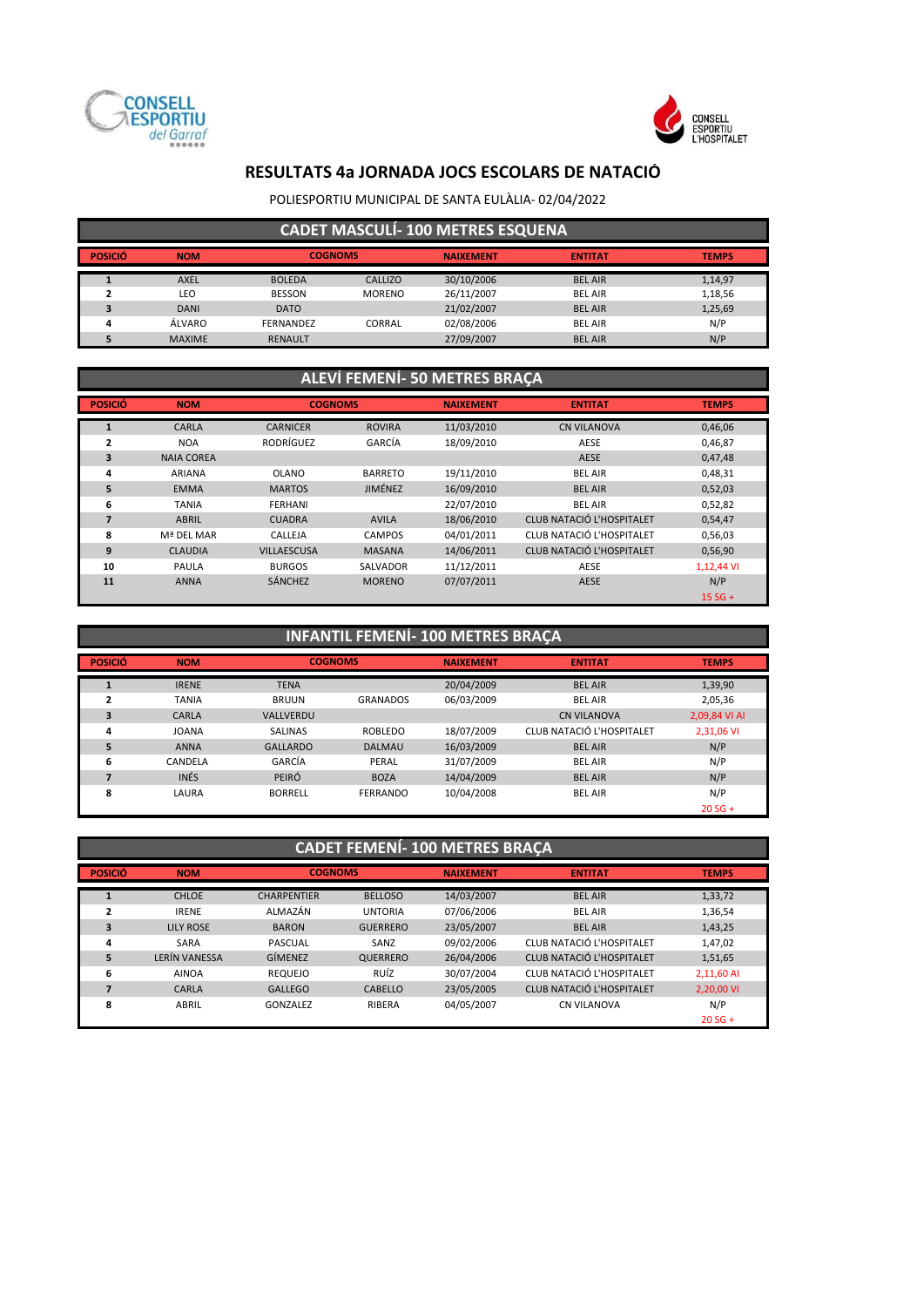# RESULTATS 4a JORNADA JOCS ESCOLARS DE NATACIÓ

POLIESPORTIU MUNICIPAL DE SANTA EULÀLIA- 02/04/2022

## CADET MASCULÍ- 100 METRES ESQUENA

| POSICIÓ | NOM | COGNOMS | | NAIXEMENT | ENTITAT | TEMPS |
|---|---|---|---|---|---|---|
| 1 | AXEL | BOLEDA | CALLIZO | 30/10/2006 | BEL AIR | 1,14,97 |
| 2 | LEO | BESSON | MORENO | 26/11/2007 | BEL AIR | 1,18,56 |
| 3 | DANI | DATO | | 21/02/2007 | BEL AIR | 1,25,69 |
| 4 | ÁLVARO | FERNANDEZ | CORRAL | 02/08/2006 | BEL AIR | N/P |
| 5 | MAXIME | RENAULT | | 27/09/2007 | BEL AIR | N/P |

## ALEVÍ FEMENÍ- 50 METRES BRAÇA

| POSICIÓ | NOM | COGNOMS | | NAIXEMENT | ENTITAT | TEMPS |
|---|---|---|---|---|---|---|
| 1 | CARLA | CARNICER | ROVIRA | 11/03/2010 | CN VILANOVA | 0,46,06 |
| 2 | NOA | RODRÍGUEZ | GARCÍA | 18/09/2010 | AESE | 0,46,87 |
| 3 | NAIA COREA | | | | AESE | 0,47,48 |
| 4 | ARIANA | OLANO | BARRETO | 19/11/2010 | BEL AIR | 0,48,31 |
| 5 | EMMA | MARTOS | JIMÉNEZ | 16/09/2010 | BEL AIR | 0,52,03 |
| 6 | TANIA | FERHANI | | 22/07/2010 | BEL AIR | 0,52,82 |
| 7 | ABRIL | CUADRA | AVILA | 18/06/2010 | CLUB NATACIÓ L'HOSPITALET | 0,54,47 |
| 8 | Mª DEL MAR | CALLEJA | CAMPOS | 04/01/2011 | CLUB NATACIÓ L'HOSPITALET | 0,56,03 |
| 9 | CLAUDIA | VILLAESCUSA | MASANA | 14/06/2011 | CLUB NATACIÓ L'HOSPITALET | 0,56,90 |
| 10 | PAULA | BURGOS | SALVADOR | 11/12/2011 | AESE | 1,12,44 VI |
| 11 | ANNA | SÁNCHEZ | MORENO | 07/07/2011 | AESE | N/P |
| | | | | | | 15 SG + |

## INFANTIL FEMENÍ- 100 METRES BRAÇA

| POSICIÓ | NOM | COGNOMS | | NAIXEMENT | ENTITAT | TEMPS |
|---|---|---|---|---|---|---|
| 1 | IRENE | TENA | | 20/04/2009 | BEL AIR | 1,39,90 |
| 2 | TANIA | BRUUN | GRANADOS | 06/03/2009 | BEL AIR | 2,05,36 |
| 3 | CARLA | VALLVERDU | | | CN VILANOVA | 2,09,84 VI AI |
| 4 | JOANA | SALINAS | ROBLEDO | 18/07/2009 | CLUB NATACIÓ L'HOSPITALET | 2,31,06 VI |
| 5 | ANNA | GALLARDO | DALMAU | 16/03/2009 | BEL AIR | N/P |
| 6 | CANDELA | GARCÍA | PERAL | 31/07/2009 | BEL AIR | N/P |
| 7 | INÉS | PEIRÓ | BOZA | 14/04/2009 | BEL AIR | N/P |
| 8 | LAURA | BORRELL | FERRANDO | 10/04/2008 | BEL AIR | N/P |
| | | | | | | 20 SG + |

## CADET FEMENÍ- 100 METRES BRAÇA

| POSICIÓ | NOM | COGNOMS | | NAIXEMENT | ENTITAT | TEMPS |
|---|---|---|---|---|---|---|
| 1 | CHLOE | CHARPENTIER | BELLOSO | 14/03/2007 | BEL AIR | 1,33,72 |
| 2 | IRENE | ALMAZÁN | UNTORIA | 07/06/2006 | BEL AIR | 1,36,54 |
| 3 | LILY ROSE | BARON | GUERRERO | 23/05/2007 | BEL AIR | 1,43,25 |
| 4 | SARA | PASCUAL | SANZ | 09/02/2006 | CLUB NATACIÓ L'HOSPITALET | 1,47,02 |
| 5 | LERÍN VANESSA | GÍMENEZ | QUERRERO | 26/04/2006 | CLUB NATACIÓ L'HOSPITALET | 1,51,65 |
| 6 | AINOA | REQUEJO | RUÍZ | 30/07/2004 | CLUB NATACIÓ L'HOSPITALET | 2,11,60 AI |
| 7 | CARLA | GALLEGO | CABELLO | 23/05/2005 | CLUB NATACIÓ L'HOSPITALET | 2,20,00 VI |
| 8 | ABRIL | GONZALEZ | RIBERA | 04/05/2007 | CN VILANOVA | N/P |
| | | | | | | 20 SG + |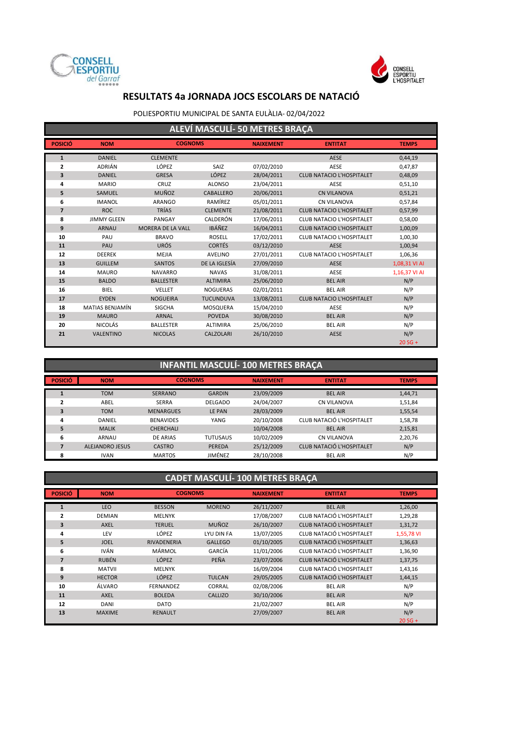CONSELL ESPORTIU del Garraf

CONSELL ESPORTIU L'HOSPITALET

# RESULTATS 4a JORNADA JOCS ESCOLARS DE NATACIÓ

POLIESPORTIU MUNICIPAL DE SANTA EULÀLIA- 02/04/2022

## ALEVÍ MASCULÍ- 50 METRES BRAÇA

| POSICIÓ | NOM | COGNOMS | | NAIXEMENT | ENTITAT | TEMPS |
|---|---|---|---|---|---|---|
| 1 | DANIEL | CLEMENTE | | | AESE | 0,44,19 |
| 2 | ADRIÁN | LÓPEZ | SAIZ | 07/02/2010 | AESE | 0,47,87 |
| 3 | DANIEL | GRESA | LÓPEZ | 28/04/2011 | CLUB NATACIO L'HOSPITALET | 0,48,09 |
| 4 | MARIO | CRUZ | ALONSO | 23/04/2011 | AESE | 0,51,10 |
| 5 | SAMUEL | MUÑOZ | CABALLERO | 20/06/2011 | CN VILANOVA | 0,51,21 |
| 6 | IMANOL | ARANGO | RAMÍREZ | 05/01/2011 | CN VILANOVA | 0,57,84 |
| 7 | ROC | TRÍAS | CLEMENTE | 21/08/2011 | CLUB NATACIO L'HOSPITALET | 0,57,99 |
| 8 | JIMMY GLEEN | PANGAY | CALDERÓN | 17/06/2011 | CLUB NATACIO L'HOSPITALET | 0,58,00 |
| 9 | ARNAU | MORERA DE LA VALL | IBÁÑEZ | 16/04/2011 | CLUB NATACIO L'HOSPITALET | 1,00,09 |
| 10 | PAU | BRAVO | ROSELL | 17/02/2011 | CLUB NATACIO L'HOSPITALET | 1,00,30 |
| 11 | PAU | URÓS | CORTÉS | 03/12/2010 | AESE | 1,00,94 |
| 12 | DEEREK | MEJIA | AVELINO | 27/01/2011 | CLUB NATACIO L'HOSPITALET | 1,06,36 |
| 13 | GUILLEM | SANTOS | DE LA IGLESÍA | 27/09/2010 | AESE | 1,08,31 VI AI |
| 14 | MAURO | NAVARRO | NAVAS | 31/08/2011 | AESE | 1,16,37 VI AI |
| 15 | BALDO | BALLESTER | ALTIMIRA | 25/06/2010 | BEL AIR | N/P |
| 16 | BIEL | VELLET | NOGUERAS | 02/01/2011 | BEL AIR | N/P |
| 17 | EYDEN | NOGUEIRA | TUCUNDUVA | 13/08/2011 | CLUB NATACIO L'HOSPITALET | N/P |
| 18 | MATIAS BENJAMÍN | SIGCHA | MOSQUERA | 15/04/2010 | AESE | N/P |
| 19 | MAURO | ARNAL | POVEDA | 30/08/2010 | BEL AIR | N/P |
| 20 | NICOLÁS | BALLESTER | ALTIMIRA | 25/06/2010 | BEL AIR | N/P |
| 21 | VALENTINO | NICOLAS | CALZOLARI | 26/10/2010 | AESE | N/P |
| | | | | | | 20 SG + |

## INFANTIL MASCULÍ- 100 METRES BRAÇA

| POSICIÓ | NOM | COGNOMS | | NAIXEMENT | ENTITAT | TEMPS |
|---|---|---|---|---|---|---|
| 1 | TOM | SERRANO | GARDIN | 23/09/2009 | BEL AIR | 1,44,71 |
| 2 | ABEL | SERRA | DELGADO | 24/04/2007 | CN VILANOVA | 1,51,84 |
| 3 | TOM | MENARGUES | LE PAN | 28/03/2009 | BEL AIR | 1,55,54 |
| 4 | DANIEL | BENAVIDES | YANG | 20/10/2008 | CLUB NATACIÓ L'HOSPITALET | 1,58,78 |
| 5 | MALIK | CHERCHALI | | 10/04/2008 | BEL AIR | 2,15,81 |
| 6 | ARNAU | DE ARIAS | TUTUSAUS | 10/02/2009 | CN VILANOVA | 2,20,76 |
| 7 | ALEJANDRO JESUS | CASTRO | PEREDA | 25/12/2009 | CLUB NATACIÓ L'HOSPITALET | N/P |
| 8 | IVAN | MARTOS | JIMÉNEZ | 28/10/2008 | BEL AIR | N/P |

## CADET MASCULÍ- 100 METRES BRAÇA

| POSICIÓ | NOM | COGNOMS | | NAIXEMENT | ENTITAT | TEMPS |
|---|---|---|---|---|---|---|
| 1 | LEO | BESSON | MORENO | 26/11/2007 | BEL AIR | 1,26,00 |
| 2 | DEMIAN | MELNYK | | 17/08/2007 | CLUB NATACIÓ L'HOSPITALET | 1,29,28 |
| 3 | AXEL | TERUEL | MUÑOZ | 26/10/2007 | CLUB NATACIÓ L'HOSPITALET | 1,31,72 |
| 4 | LEV | LÓPEZ | LYU DIN FA | 13/07/2005 | CLUB NATACIÓ L'HOSPITALET | 1,55,78 VI |
| 5 | JOEL | RIVADENERIA | GALLEGO | 01/10/2005 | CLUB NATACIÓ L'HOSPITALET | 1,36,63 |
| 6 | IVÁN | MÁRMOL | GARCÍA | 11/01/2006 | CLUB NATACIÓ L'HOSPITALET | 1,36,90 |
| 7 | RUBÉN | LÓPEZ | PEÑA | 23/07/2006 | CLUB NATACIÓ L'HOSPITALET | 1,37,75 |
| 8 | MATVII | MELNYK | | 16/09/2004 | CLUB NATACIÓ L'HOSPITALET | 1,43,16 |
| 9 | HECTOR | LÓPEZ | TULCAN | 29/05/2005 | CLUB NATACIÓ L'HOSPITALET | 1,44,15 |
| 10 | ÁLVARO | FERNANDEZ | CORRAL | 02/08/2006 | BEL AIR | N/P |
| 11 | AXEL | BOLEDA | CALLIZO | 30/10/2006 | BEL AIR | N/P |
| 12 | DANI | DATO | | 21/02/2007 | BEL AIR | N/P |
| 13 | MAXIME | RENAULT | | 27/09/2007 | BEL AIR | N/P |
| | | | | | | 20 SG + |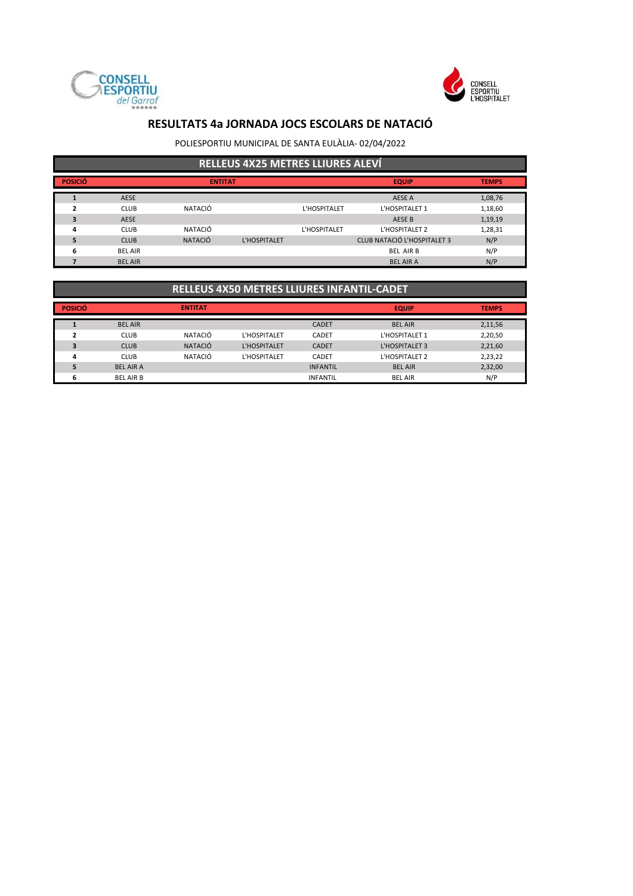# RESULTATS 4a JORNADA JOCS ESCOLARS DE NATACIÓ

POLIESPORTIU MUNICIPAL DE SANTA EULÀLIA- 02/04/2022

## RELLEUS 4X25 METRES LLIURES ALEVÍ

| POSICIÓ | ENTITAT | | | | EQUIP | TEMPS |
|---|---|---|---|---|---|---|
| 1 | AESE | | | | AESE A | 1,08,76 |
| 2 | CLUB | NATACIÓ | | L'HOSPITALET | L'HOSPITALET 1 | 1,18,60 |
| 3 | AESE | | | | AESE B | 1,19,19 |
| 4 | CLUB | NATACIÓ | | L'HOSPITALET | L'HOSPITALET 2 | 1,28,31 |
| 5 | CLUB | NATACIÓ | L'HOSPITALET | | CLUB NATACIÓ L'HOSPITALET 3 | N/P |
| 6 | BEL AIR | | | | BEL AIR B | N/P |
| 7 | BEL AIR | | | | BEL AIR A | N/P |

## RELLEUS 4X50 METRES LLIURES INFANTIL-CADET

| POSICIÓ | ENTITAT | | | | EQUIP | TEMPS |
|---|---|---|---|---|---|---|
| 1 | BEL AIR | | | CADET | BEL AIR | 2,11,56 |
| 2 | CLUB | NATACIÓ | L'HOSPITALET | CADET | L'HOSPITALET 1 | 2,20,50 |
| 3 | CLUB | NATACIÓ | L'HOSPITALET | CADET | L'HOSPITALET 3 | 2,21,60 |
| 4 | CLUB | NATACIÓ | L'HOSPITALET | CADET | L'HOSPITALET 2 | 2,23,22 |
| 5 | BEL AIR A | | | INFANTIL | BEL AIR | 2,32,00 |
| 6 | BEL AIR B | | | INFANTIL | BEL AIR | N/P |